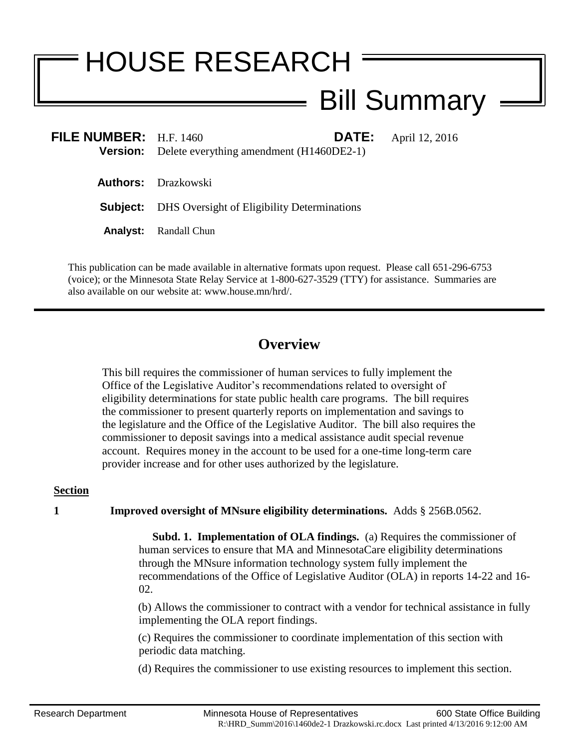# HOUSE RESEARCH

## Bill Summary

**FILE NUMBER:** H.F. 1460 **DATE:** April 12, 2016

**Version:** Delete everything amendment (H1460DE2-1)

**Authors:** Drazkowski

**Subject:** DHS Oversight of Eligibility Determinations

**Analyst:** Randall Chun

This publication can be made available in alternative formats upon request. Please call 651-296-6753 (voice); or the Minnesota State Relay Service at 1-800-627-3529 (TTY) for assistance. Summaries are also available on our website at: www.house.mn/hrd/.

---

## Overview

This bill requires the commissioner of human services to fully implement the Office of the Legislative Auditor's recommendations related to oversight of eligibility determinations for state public health care programs. The bill requires the commissioner to present quarterly reports on implementation and savings to the legislature and the Office of the Legislative Auditor. The bill also requires the commissioner to deposit savings into a medical assistance audit special revenue account. Requires money in the account to be used for a one-time long-term care provider increase and for other uses authorized by the legislature.

**Section**

**1** **Improved oversight of MNsure eligibility determinations.** Adds § 256B.0562.

**Subd. 1. Implementation of OLA findings.** (a) Requires the commissioner of human services to ensure that MA and MinnesotaCare eligibility determinations through the MNsure information technology system fully implement the recommendations of the Office of Legislative Auditor (OLA) in reports 14-22 and 16-02.

(b) Allows the commissioner to contract with a vendor for technical assistance in fully implementing the OLA report findings.

(c) Requires the commissioner to coordinate implementation of this section with periodic data matching.

(d) Requires the commissioner to use existing resources to implement this section.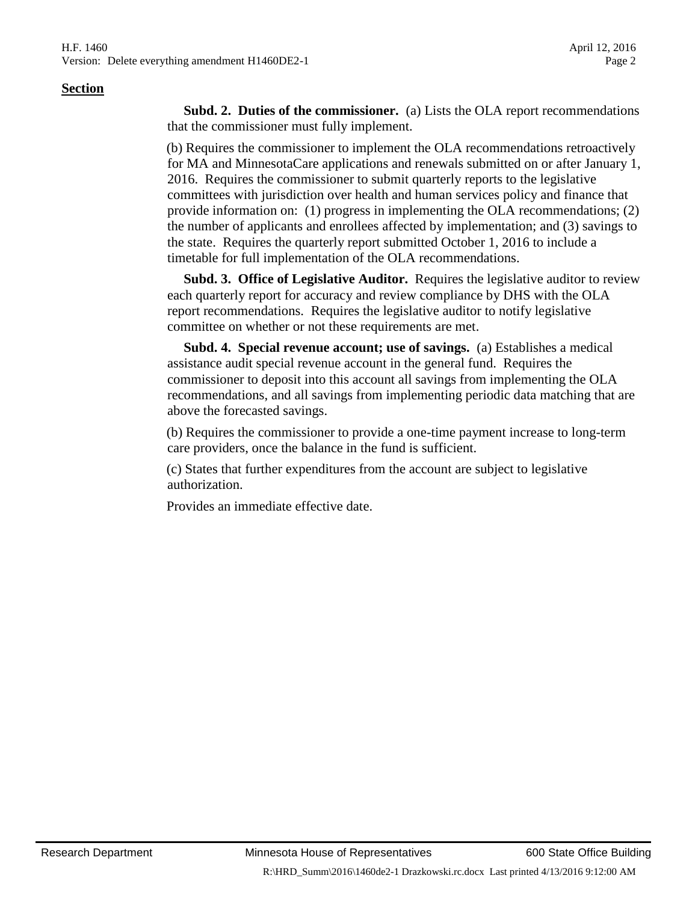**Section**

**Subd. 2. Duties of the commissioner.** (a) Lists the OLA report recommendations that the commissioner must fully implement.

(b) Requires the commissioner to implement the OLA recommendations retroactively for MA and MinnesotaCare applications and renewals submitted on or after January 1, 2016. Requires the commissioner to submit quarterly reports to the legislative committees with jurisdiction over health and human services policy and finance that provide information on: (1) progress in implementing the OLA recommendations; (2) the number of applicants and enrollees affected by implementation; and (3) savings to the state. Requires the quarterly report submitted October 1, 2016 to include a timetable for full implementation of the OLA recommendations.

**Subd. 3. Office of Legislative Auditor.** Requires the legislative auditor to review each quarterly report for accuracy and review compliance by DHS with the OLA report recommendations. Requires the legislative auditor to notify legislative committee on whether or not these requirements are met.

**Subd. 4. Special revenue account; use of savings.** (a) Establishes a medical assistance audit special revenue account in the general fund. Requires the commissioner to deposit into this account all savings from implementing the OLA recommendations, and all savings from implementing periodic data matching that are above the forecasted savings.

(b) Requires the commissioner to provide a one-time payment increase to long-term care providers, once the balance in the fund is sufficient.

(c) States that further expenditures from the account are subject to legislative authorization.

Provides an immediate effective date.